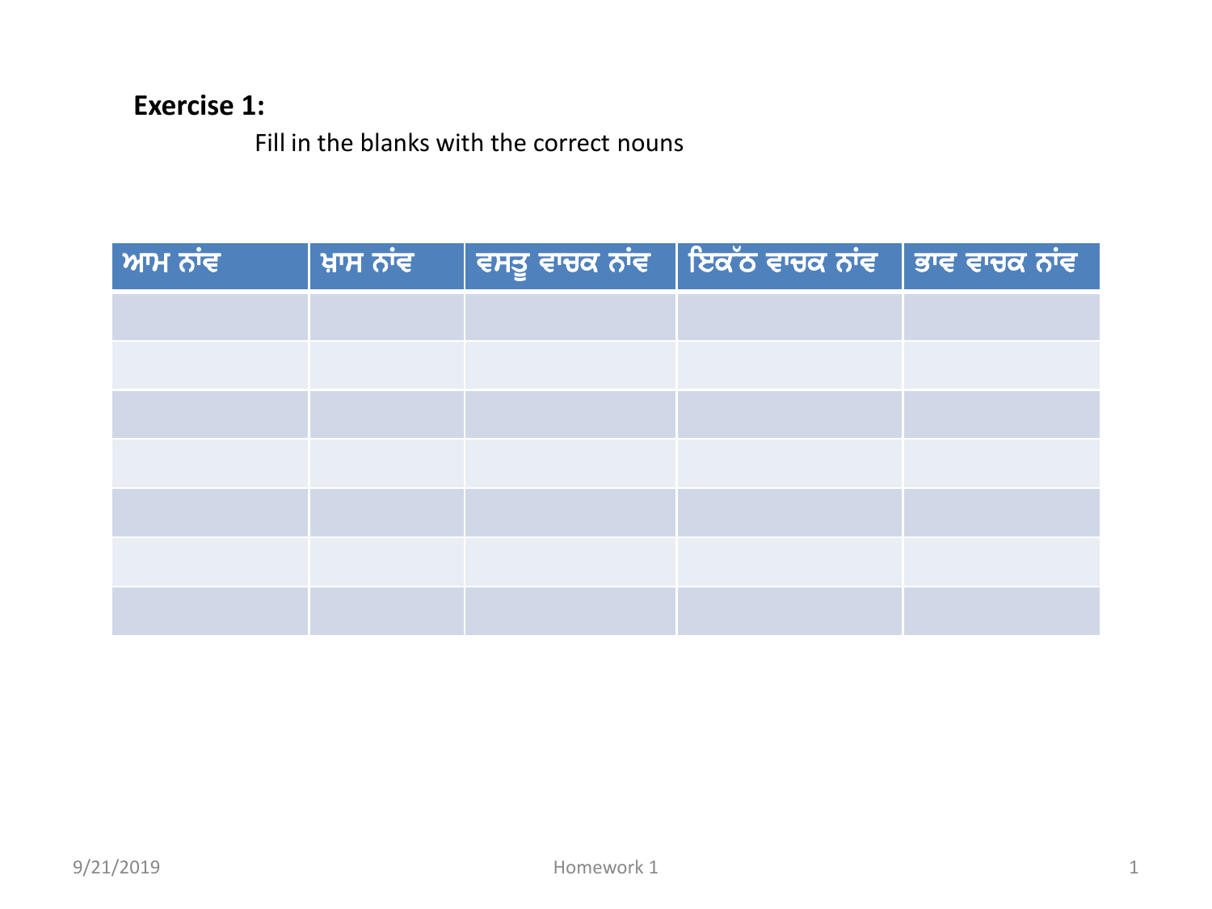**Exercise 1:**

Fill in the blanks with the correct nouns

| ਆਮ ਨਾਂਵ | ਖ਼ਾਸ ਨਾਂਵ | ਵਸਤੂ ਵਾਚਕ ਨਾਂਵ | ਇਕੱਠ ਵਾਚਕ ਨਾਂਵ | ਭਾਵ ਵਾਚਕ ਨਾਂਵ |
| --- | --- | --- | --- | --- |
| | | | | |
| | | | | |
| | | | | |
| | | | | |
| | | | | |
| | | | | |
| | | | | |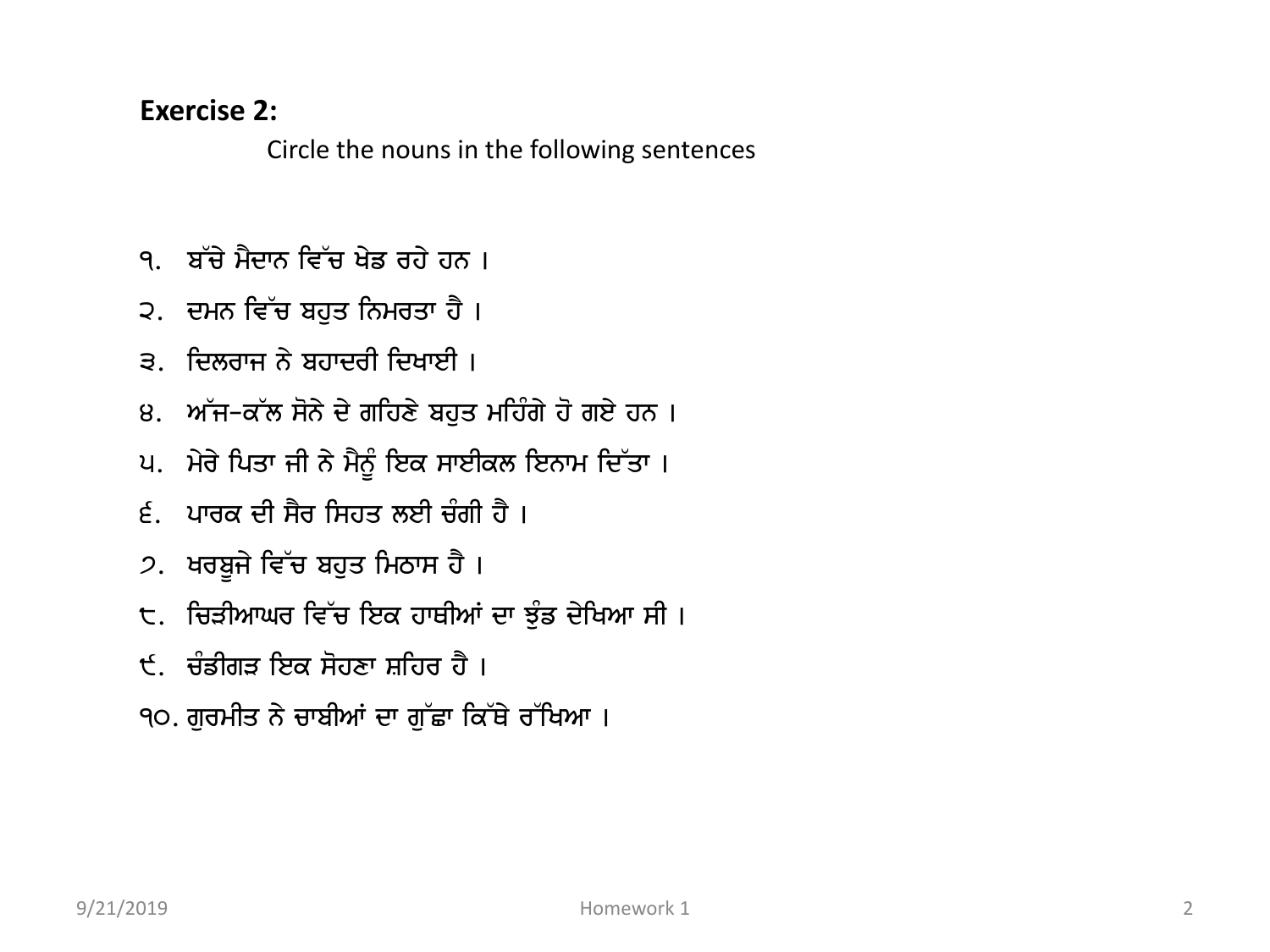**Exercise 2:**

Circle the nouns in the following sentences

੧. ਬੱਚੇ ਮੈਦਾਨ ਵਿੱਚ ਖੇਡ ਰਹੇ ਹਨ ।

੨. ਦਮਨ ਵਿੱਚ ਬਹੁਤ ਨਿਮਰਤਾ ਹੈ ।

੩. ਦਿਲਰਾਜ ਨੇ ਬਹਾਦਰੀ ਦਿਖਾਈ ।

੪. ਅੱਜ-ਕੱਲ ਸੋਨੇ ਦੇ ਗਹਿਣੇ ਬਹੁਤ ਮਹਿੰਗੇ ਹੋ ਗਏ ਹਨ ।

੫. ਮੇਰੇ ਪਿਤਾ ਜੀ ਨੇ ਮੈਨੂੰ ਇਕ ਸਾਈਕਲ ਇਨਾਮ ਦਿੱਤਾ ।

੬. ਪਾਰਕ ਦੀ ਸੈਰ ਸਿਹਤ ਲਈ ਚੰਗੀ ਹੈ ।

੭. ਖਰਬੂਜੇ ਵਿੱਚ ਬਹੁਤ ਮਿਠਾਸ ਹੈ ।

੮. ਚਿੜੀਆਘਰ ਵਿੱਚ ਇਕ ਹਾਥੀਆਂ ਦਾ ਝੁੰਡ ਦੇਖਿਆ ਸੀ ।

੯. ਚੰਡੀਗੜ ਇਕ ਸੋਹਣਾ ਸ਼ਹਿਰ ਹੈ ।

੧੦. ਗੁਰਮੀਤ ਨੇ ਚਾਬੀਆਂ ਦਾ ਗੁੱਛਾ ਕਿੱਥੇ ਰੱਖਿਆ ।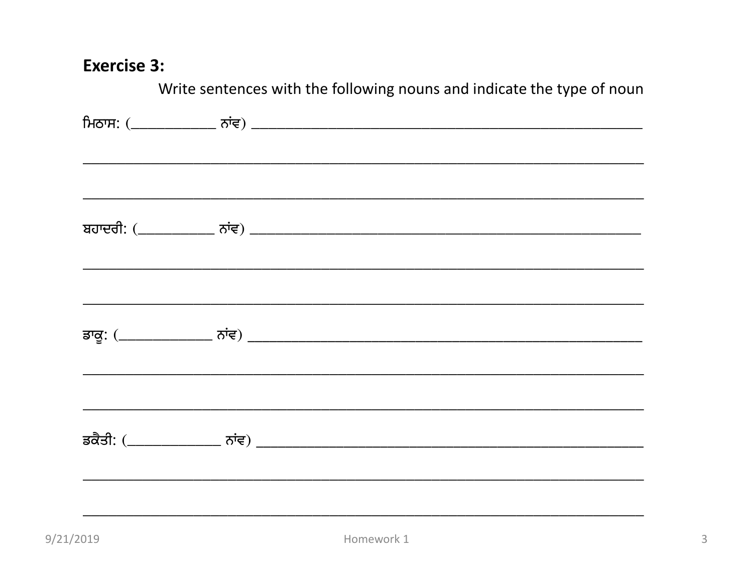**Exercise 3:**

Write sentences with the following nouns and indicate the type of noun

ਮਿਠਾਸ: (____________ ਨਾਂਵ) ____________________________________________________

____________________________________________________________________________

____________________________________________________________________________

ਬਹਾਦਰੀ: (___________ ਨਾਂਵ) ____________________________________________________

____________________________________________________________________________

____________________________________________________________________________

ਡਾਕੂ: (_____________ ਨਾਂਵ) ____________________________________________________

____________________________________________________________________________

____________________________________________________________________________

ਡਕੈਤੀ: (_____________ ਨਾਂਵ) ____________________________________________________

____________________________________________________________________________

____________________________________________________________________________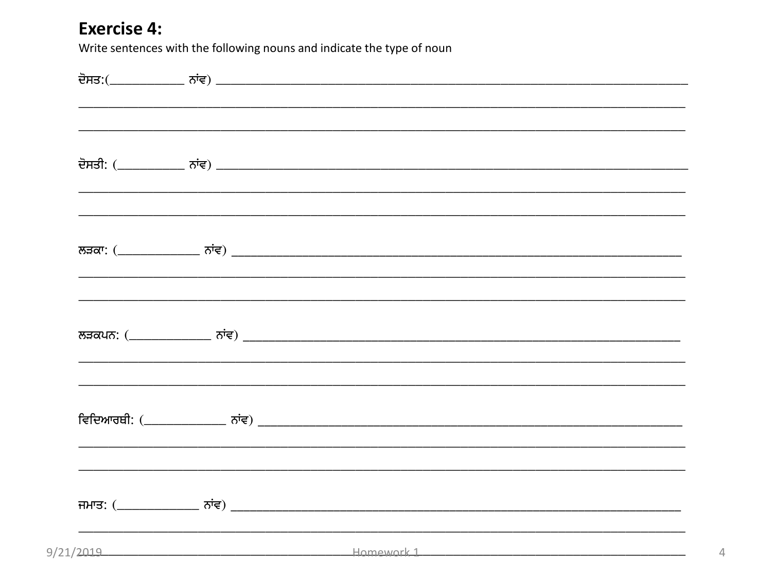**Exercise 4:**

Write sentences with the following nouns and indicate the type of noun

ਦੋਸਤ:(____________ ਨਾਂਵ) ______________________________________________________________________________

______________________________________________________________________________________________

______________________________________________________________________________________________

ਦੋਸਤੀ: (___________ ਨਾਂਵ) ______________________________________________________________________________

______________________________________________________________________________________________

______________________________________________________________________________________________

ਲੜਕਾ: (_____________ ਨਾਂਵ) ___________________________________________________________________________

______________________________________________________________________________________________

______________________________________________________________________________________________

ਲੜਕਪਨ: (_____________ ਨਾਂਵ) __________________________________________________________________________

______________________________________________________________________________________________

______________________________________________________________________________________________

ਵਿਦਿਆਰਥੀ: (_____________ ਨਾਂਵ) ________________________________________________________________________

______________________________________________________________________________________________

______________________________________________________________________________________________

ਜਮਾਤ: (_____________ ਨਾਂਵ) ___________________________________________________________________________

______________________________________________________________________________________________

______________________________________________________________________________________________